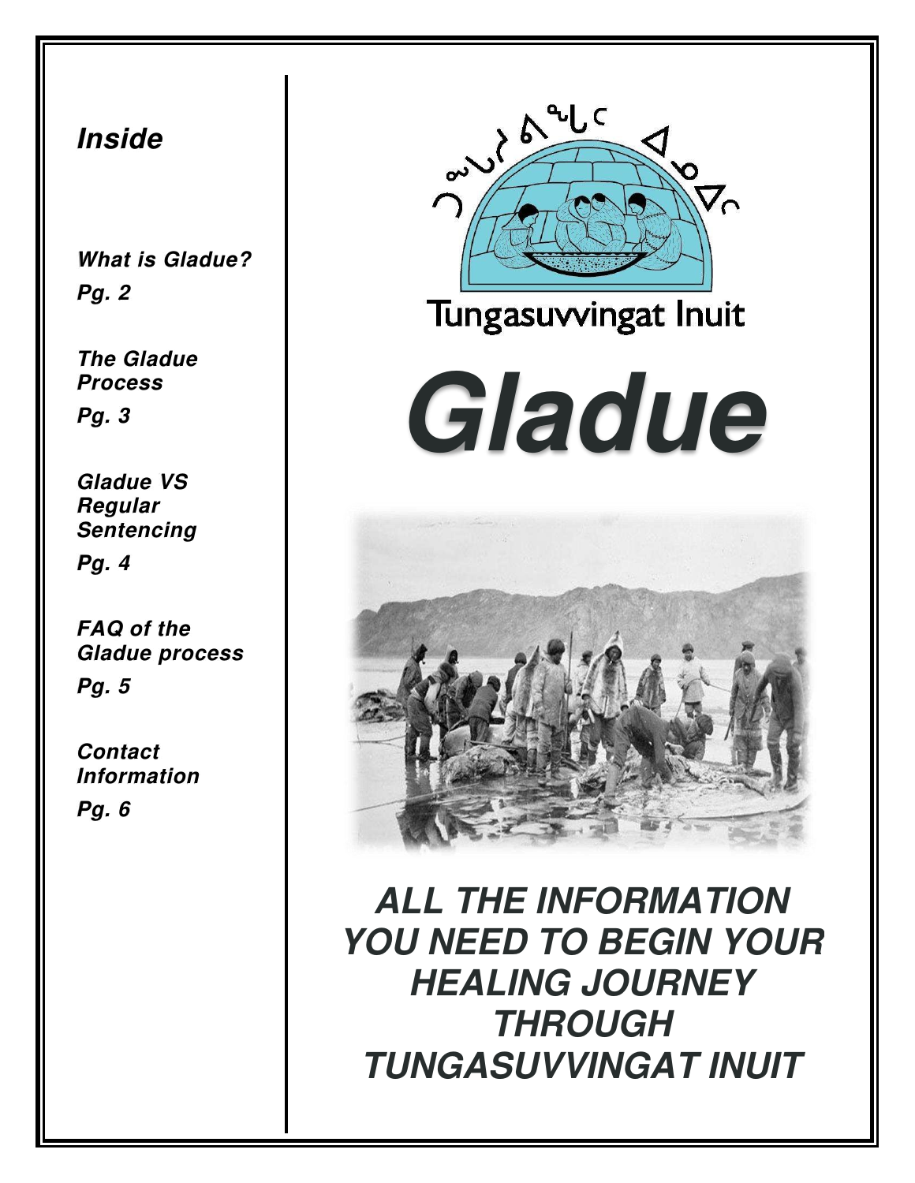## Inside

**_What is Gladue?_**
**_Pg. 2_**

**_The Gladue Process_**
**_Pg. 3_**

**_Gladue VS Regular Sentencing_**
**_Pg. 4_**

**_FAQ of the Gladue process_**
**_Pg. 5_**

**_Contact Information_**
**_Pg. 6_**

ᑐᙵᓱᕝᕕᖓᑦ ᐃᓄᐃᑦ

Tungasuvvingat Inuit

# *Gladue*

**_ALL THE INFORMATION YOU NEED TO BEGIN YOUR HEALING JOURNEY THROUGH TUNGASUVVINGAT INUIT_**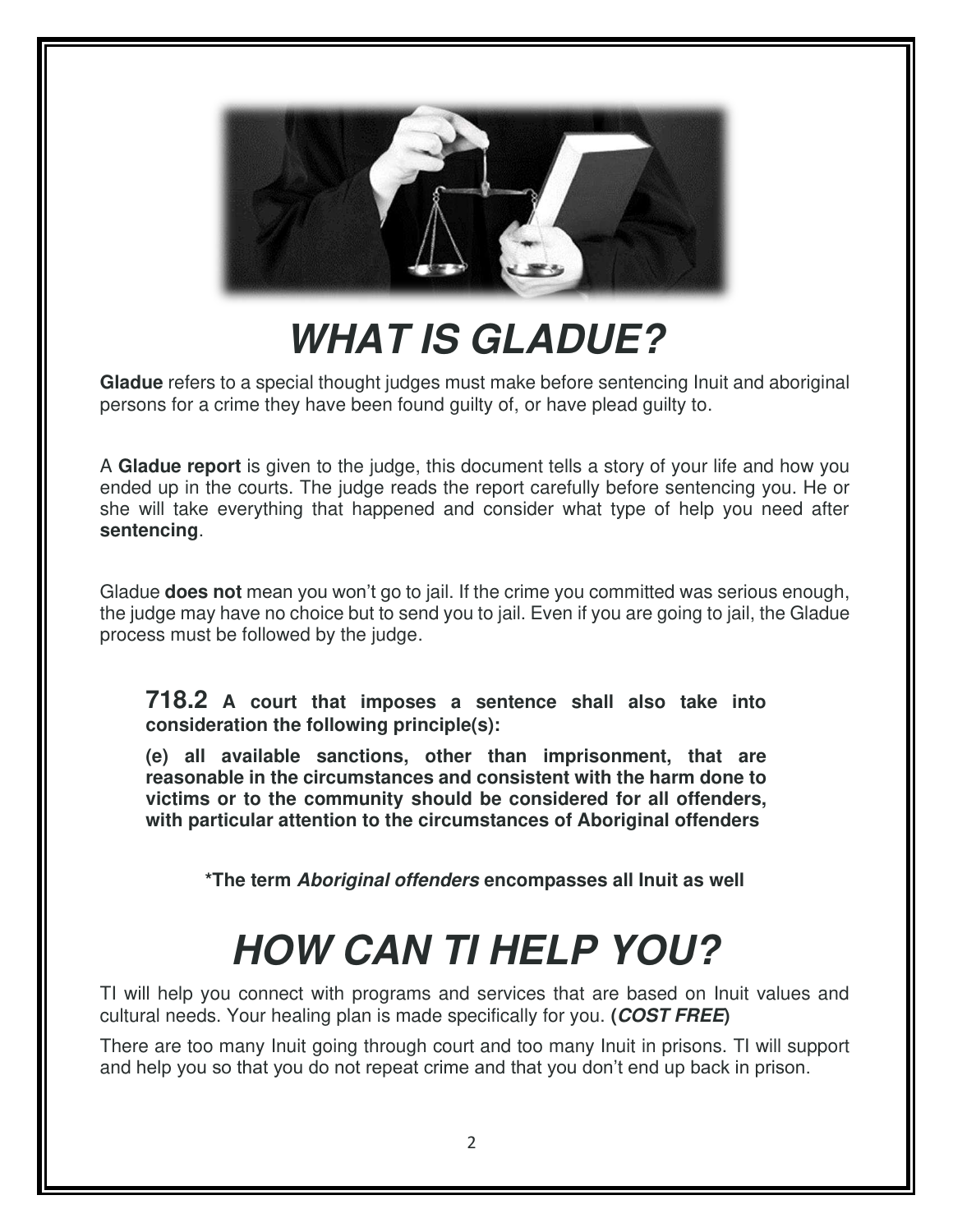# *WHAT IS GLADUE?*

**Gladue** refers to a special thought judges must make before sentencing Inuit and aboriginal persons for a crime they have been found guilty of, or have plead guilty to.

A **Gladue report** is given to the judge, this document tells a story of your life and how you ended up in the courts. The judge reads the report carefully before sentencing you. He or she will take everything that happened and consider what type of help you need after **sentencing**.

Gladue **does not** mean you won't go to jail. If the crime you committed was serious enough, the judge may have no choice but to send you to jail. Even if you are going to jail, the Gladue process must be followed by the judge.

> **718.2 A court that imposes a sentence shall also take into consideration the following principle(s):**
>
> **(e) all available sanctions, other than imprisonment, that are reasonable in the circumstances and consistent with the harm done to victims or to the community should be considered for all offenders, with particular attention to the circumstances of Aboriginal offenders**

**\*The term *Aboriginal offenders* encompasses all Inuit as well**

# *HOW CAN TI HELP YOU?*

TI will help you connect with programs and services that are based on Inuit values and cultural needs. Your healing plan is made specifically for you. **(*COST FREE*)**

There are too many Inuit going through court and too many Inuit in prisons. TI will support and help you so that you do not repeat crime and that you don't end up back in prison.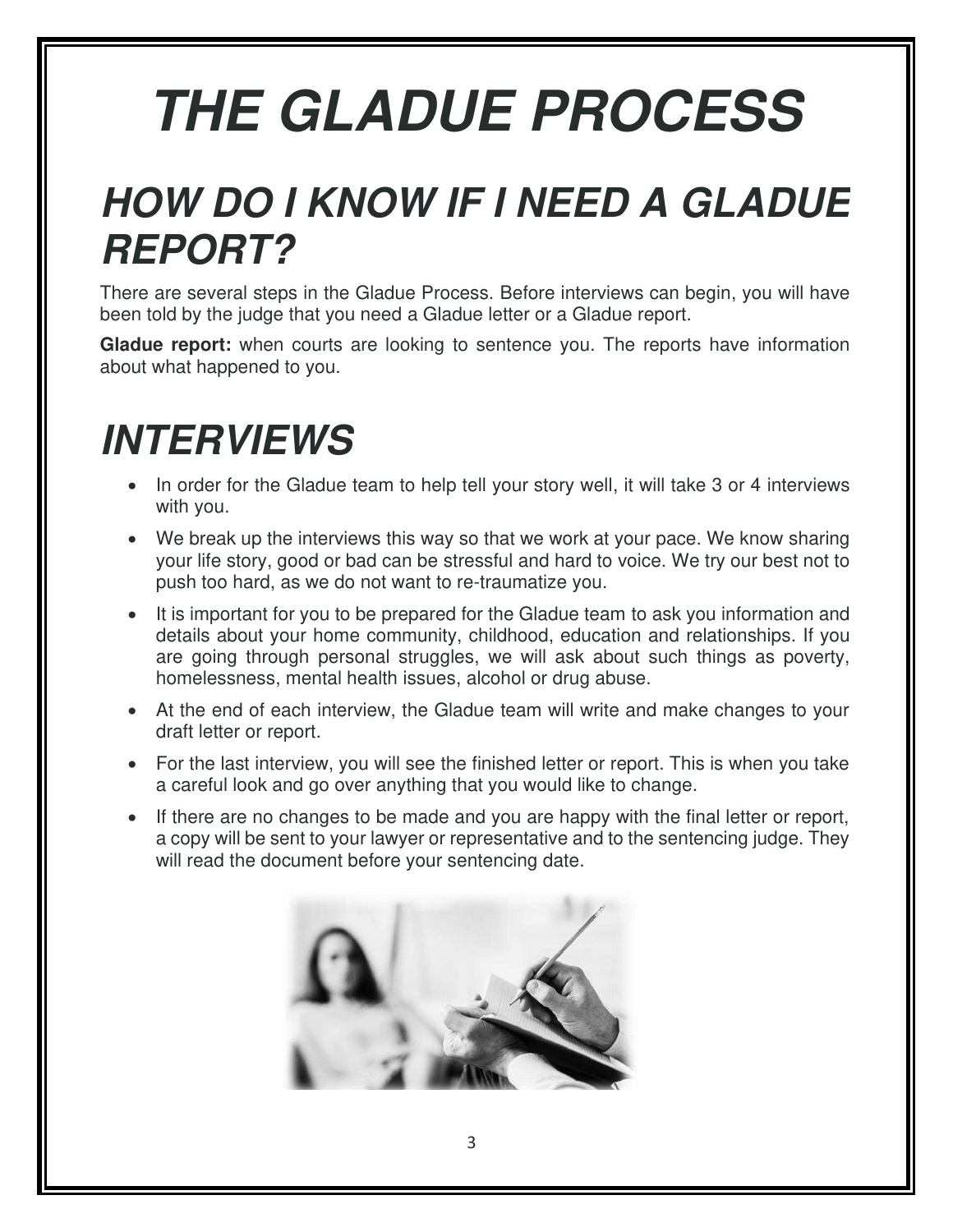# *THE GLADUE PROCESS*

## *HOW DO I KNOW IF I NEED A GLADUE REPORT?*

There are several steps in the Gladue Process. Before interviews can begin, you will have been told by the judge that you need a Gladue letter or a Gladue report.

**Gladue report:** when courts are looking to sentence you. The reports have information about what happened to you.

## *INTERVIEWS*

- In order for the Gladue team to help tell your story well, it will take 3 or 4 interviews with you.
- We break up the interviews this way so that we work at your pace. We know sharing your life story, good or bad can be stressful and hard to voice. We try our best not to push too hard, as we do not want to re-traumatize you.
- It is important for you to be prepared for the Gladue team to ask you information and details about your home community, childhood, education and relationships. If you are going through personal struggles, we will ask about such things as poverty, homelessness, mental health issues, alcohol or drug abuse.
- At the end of each interview, the Gladue team will write and make changes to your draft letter or report.
- For the last interview, you will see the finished letter or report. This is when you take a careful look and go over anything that you would like to change.
- If there are no changes to be made and you are happy with the final letter or report, a copy will be sent to your lawyer or representative and to the sentencing judge. They will read the document before your sentencing date.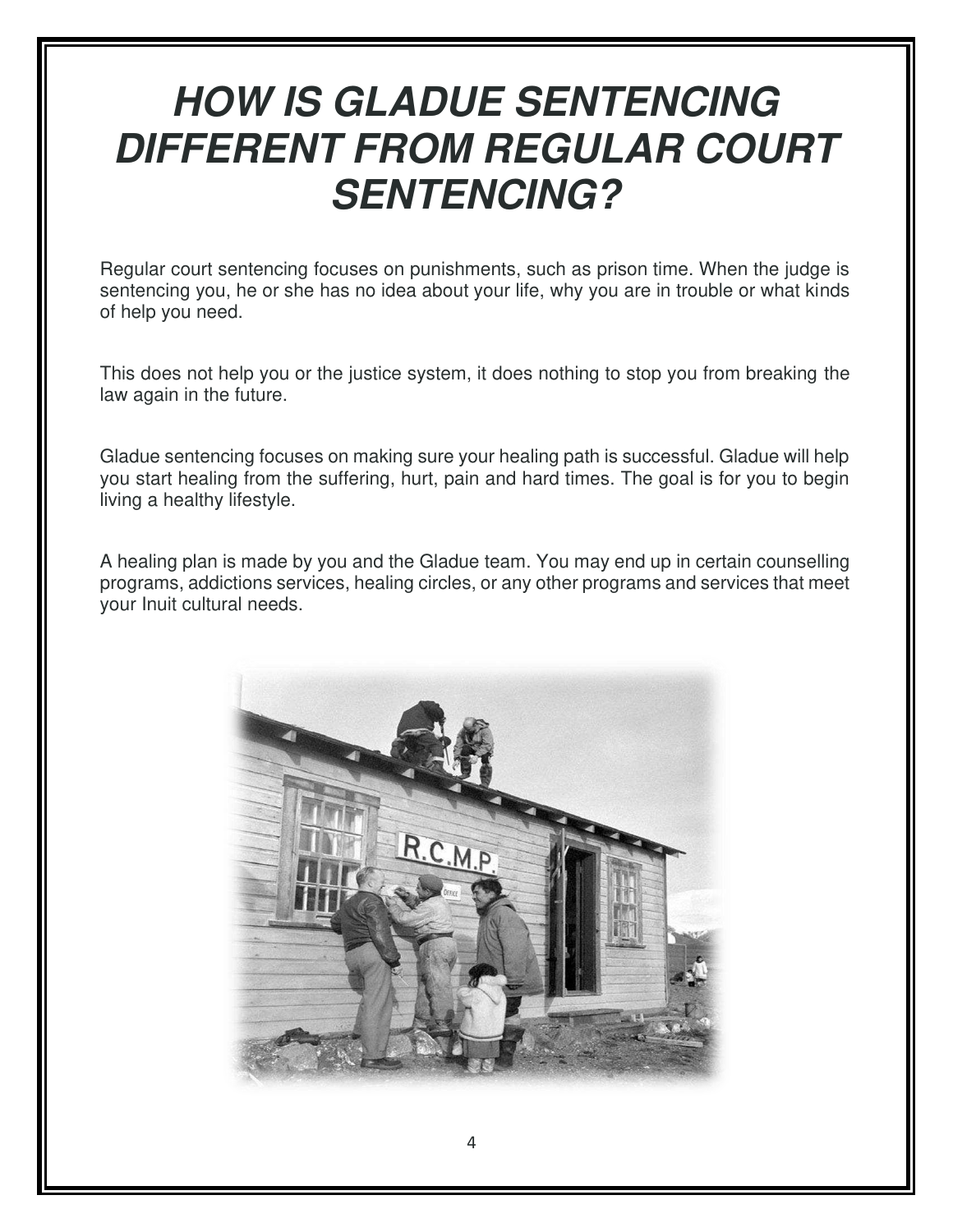# *HOW IS GLADUE SENTENCING DIFFERENT FROM REGULAR COURT SENTENCING?*

Regular court sentencing focuses on punishments, such as prison time. When the judge is sentencing you, he or she has no idea about your life, why you are in trouble or what kinds of help you need.

This does not help you or the justice system, it does nothing to stop you from breaking the law again in the future.

Gladue sentencing focuses on making sure your healing path is successful. Gladue will help you start healing from the suffering, hurt, pain and hard times. The goal is for you to begin living a healthy lifestyle.

A healing plan is made by you and the Gladue team. You may end up in certain counselling programs, addictions services, healing circles, or any other programs and services that meet your Inuit cultural needs.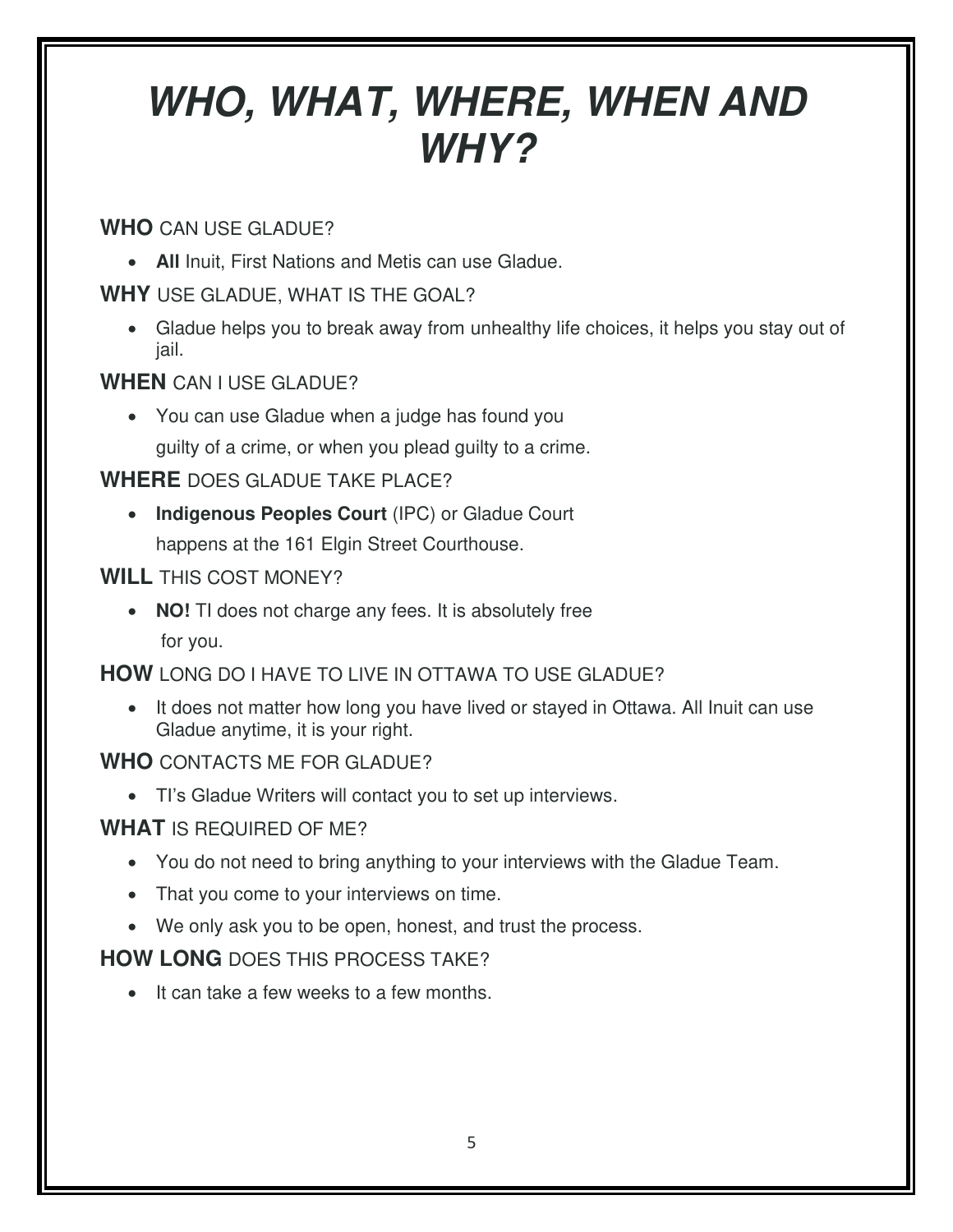# *WHO, WHAT, WHERE, WHEN AND WHY?*

**WHO** CAN USE GLADUE?

- **All** Inuit, First Nations and Metis can use Gladue.

**WHY** USE GLADUE, WHAT IS THE GOAL?

- Gladue helps you to break away from unhealthy life choices, it helps you stay out of jail.

**WHEN** CAN I USE GLADUE?

- You can use Gladue when a judge has found you guilty of a crime, or when you plead guilty to a crime.

**WHERE** DOES GLADUE TAKE PLACE?

- **Indigenous Peoples Court** (IPC) or Gladue Court happens at the 161 Elgin Street Courthouse.

**WILL** THIS COST MONEY?

- **NO!** TI does not charge any fees. It is absolutely free for you.

**HOW** LONG DO I HAVE TO LIVE IN OTTAWA TO USE GLADUE?

- It does not matter how long you have lived or stayed in Ottawa. All Inuit can use Gladue anytime, it is your right.

**WHO** CONTACTS ME FOR GLADUE?

- TI's Gladue Writers will contact you to set up interviews.

**WHAT** IS REQUIRED OF ME?

- You do not need to bring anything to your interviews with the Gladue Team.
- That you come to your interviews on time.
- We only ask you to be open, honest, and trust the process.

**HOW LONG** DOES THIS PROCESS TAKE?

- It can take a few weeks to a few months.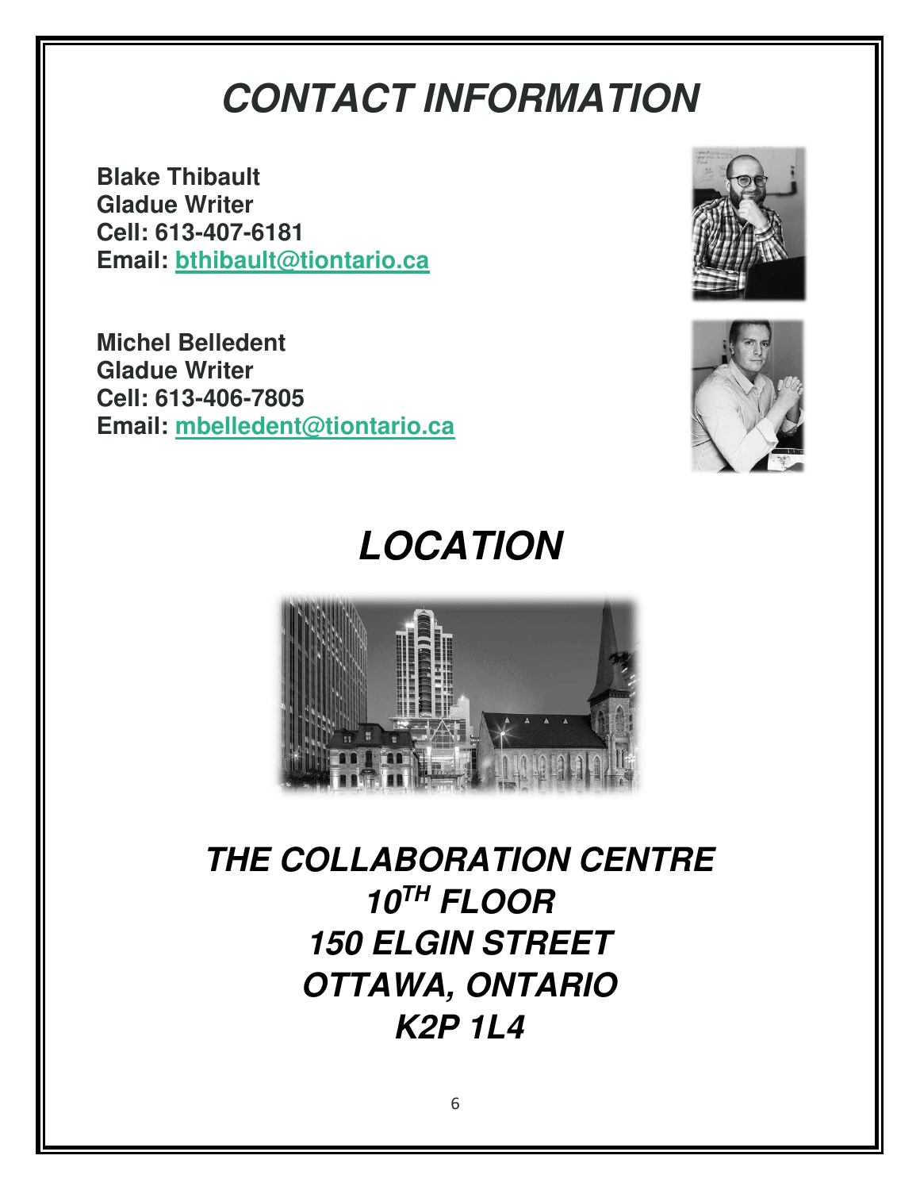# ***CONTACT INFORMATION***

**Blake Thibault**
**Gladue Writer**
**Cell: 613-407-6181**
**Email: [bthibault@tiontario.ca](mailto:bthibault@tiontario.ca)**

**Michel Belledent**
**Gladue Writer**
**Cell: 613-406-7805**
**Email: [mbelledent@tiontario.ca](mailto:mbelledent@tiontario.ca)**

# ***LOCATION***

***THE COLLABORATION CENTRE***
***10TH FLOOR***
***150 ELGIN STREET***
***OTTAWA, ONTARIO***
***K2P 1L4***